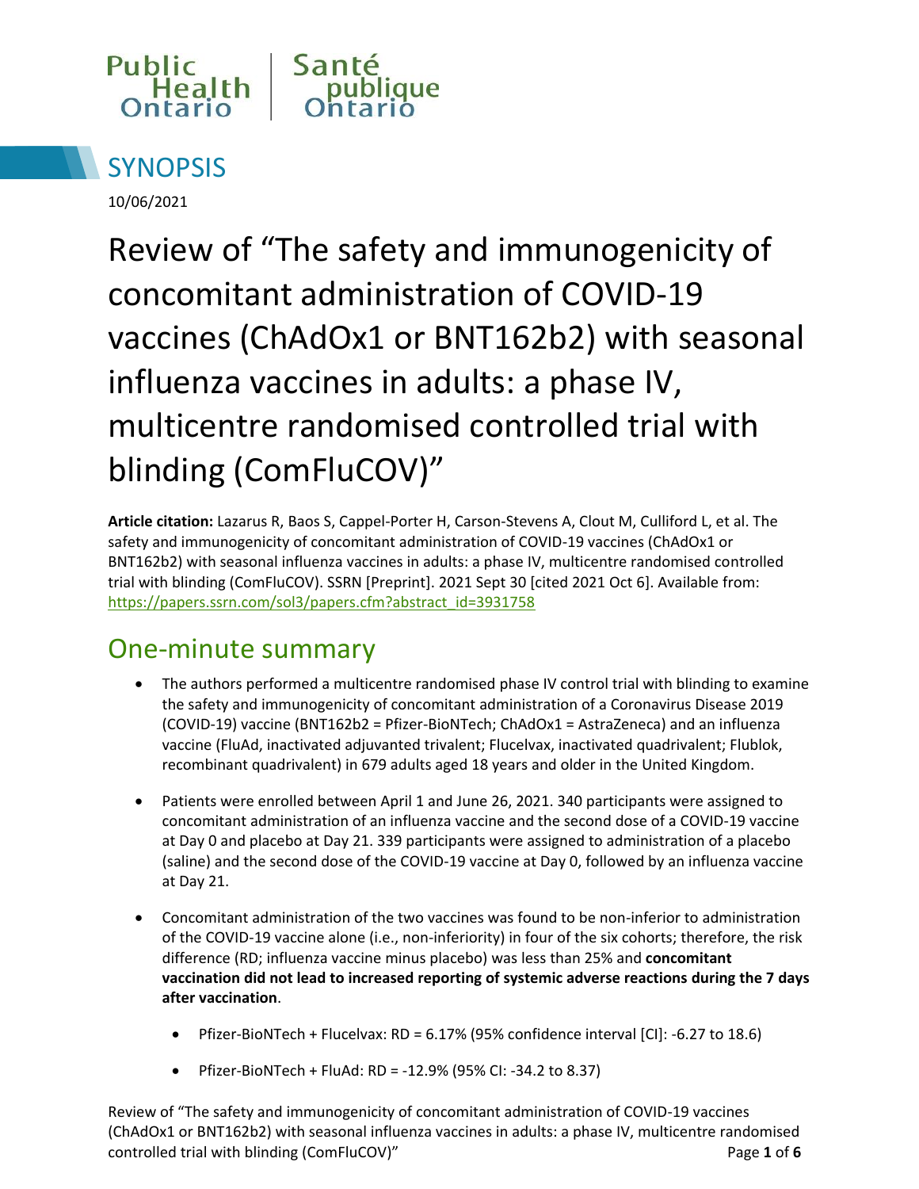Public Health Ontario | Santé publique Ontario

# SYNOPSIS

10/06/2021

# Review of "The safety and immunogenicity of concomitant administration of COVID-19 vaccines (ChAdOx1 or BNT162b2) with seasonal influenza vaccines in adults: a phase IV, multicentre randomised controlled trial with blinding (ComFluCOV)"

**Article citation:** Lazarus R, Baos S, Cappel-Porter H, Carson-Stevens A, Clout M, Culliford L, et al. The safety and immunogenicity of concomitant administration of COVID-19 vaccines (ChAdOx1 or BNT162b2) with seasonal influenza vaccines in adults: a phase IV, multicentre randomised controlled trial with blinding (ComFluCOV). SSRN [Preprint]. 2021 Sept 30 [cited 2021 Oct 6]. Available from: https://papers.ssrn.com/sol3/papers.cfm?abstract_id=3931758

## One-minute summary

- The authors performed a multicentre randomised phase IV control trial with blinding to examine the safety and immunogenicity of concomitant administration of a Coronavirus Disease 2019 (COVID-19) vaccine (BNT162b2 = Pfizer-BioNTech; ChAdOx1 = AstraZeneca) and an influenza vaccine (FluAd, inactivated adjuvanted trivalent; Flucelvax, inactivated quadrivalent; Flublok, recombinant quadrivalent) in 679 adults aged 18 years and older in the United Kingdom.
- Patients were enrolled between April 1 and June 26, 2021. 340 participants were assigned to concomitant administration of an influenza vaccine and the second dose of a COVID-19 vaccine at Day 0 and placebo at Day 21. 339 participants were assigned to administration of a placebo (saline) and the second dose of the COVID-19 vaccine at Day 0, followed by an influenza vaccine at Day 21.
- Concomitant administration of the two vaccines was found to be non-inferior to administration of the COVID-19 vaccine alone (i.e., non-inferiority) in four of the six cohorts; therefore, the risk difference (RD; influenza vaccine minus placebo) was less than 25% and **concomitant vaccination did not lead to increased reporting of systemic adverse reactions during the 7 days after vaccination**.
  - Pfizer-BioNTech + Flucelvax: RD = 6.17% (95% confidence interval [CI]: -6.27 to 18.6)
  - Pfizer-BioNTech + FluAd: RD = -12.9% (95% CI: -34.2 to 8.37)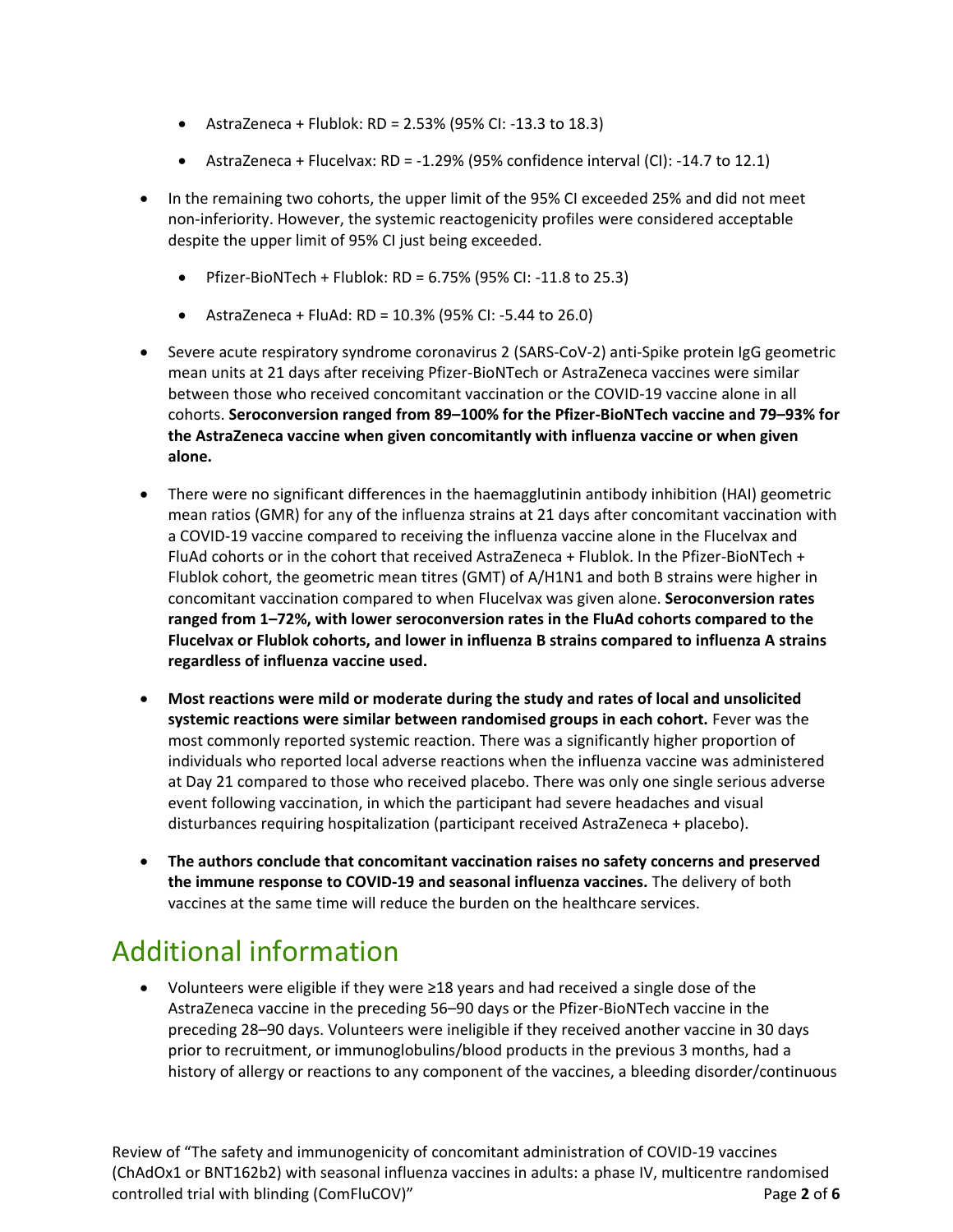- AstraZeneca + Flublok: RD = 2.53% (95% CI: -13.3 to 18.3)
  - AstraZeneca + Flucelvax: RD = -1.29% (95% confidence interval (CI): -14.7 to 12.1)
- In the remaining two cohorts, the upper limit of the 95% CI exceeded 25% and did not meet non-inferiority. However, the systemic reactogenicity profiles were considered acceptable despite the upper limit of 95% CI just being exceeded.
  - Pfizer-BioNTech + Flublok: RD = 6.75% (95% CI: -11.8 to 25.3)
  - AstraZeneca + FluAd: RD = 10.3% (95% CI: -5.44 to 26.0)
- Severe acute respiratory syndrome coronavirus 2 (SARS-CoV-2) anti-Spike protein IgG geometric mean units at 21 days after receiving Pfizer-BioNTech or AstraZeneca vaccines were similar between those who received concomitant vaccination or the COVID-19 vaccine alone in all cohorts. **Seroconversion ranged from 89–100% for the Pfizer-BioNTech vaccine and 79–93% for the AstraZeneca vaccine when given concomitantly with influenza vaccine or when given alone.**
- There were no significant differences in the haemagglutinin antibody inhibition (HAI) geometric mean ratios (GMR) for any of the influenza strains at 21 days after concomitant vaccination with a COVID-19 vaccine compared to receiving the influenza vaccine alone in the Flucelvax and FluAd cohorts or in the cohort that received AstraZeneca + Flublok. In the Pfizer-BioNTech + Flublok cohort, the geometric mean titres (GMT) of A/H1N1 and both B strains were higher in concomitant vaccination compared to when Flucelvax was given alone. **Seroconversion rates ranged from 1–72%, with lower seroconversion rates in the FluAd cohorts compared to the Flucelvax or Flublok cohorts, and lower in influenza B strains compared to influenza A strains regardless of influenza vaccine used.**
- **Most reactions were mild or moderate during the study and rates of local and unsolicited systemic reactions were similar between randomised groups in each cohort.** Fever was the most commonly reported systemic reaction. There was a significantly higher proportion of individuals who reported local adverse reactions when the influenza vaccine was administered at Day 21 compared to those who received placebo. There was only one single serious adverse event following vaccination, in which the participant had severe headaches and visual disturbances requiring hospitalization (participant received AstraZeneca + placebo).
- **The authors conclude that concomitant vaccination raises no safety concerns and preserved the immune response to COVID-19 and seasonal influenza vaccines.** The delivery of both vaccines at the same time will reduce the burden on the healthcare services.

## Additional information

- Volunteers were eligible if they were ≥18 years and had received a single dose of the AstraZeneca vaccine in the preceding 56–90 days or the Pfizer-BioNTech vaccine in the preceding 28–90 days. Volunteers were ineligible if they received another vaccine in 30 days prior to recruitment, or immunoglobulins/blood products in the previous 3 months, had a history of allergy or reactions to any component of the vaccines, a bleeding disorder/continuous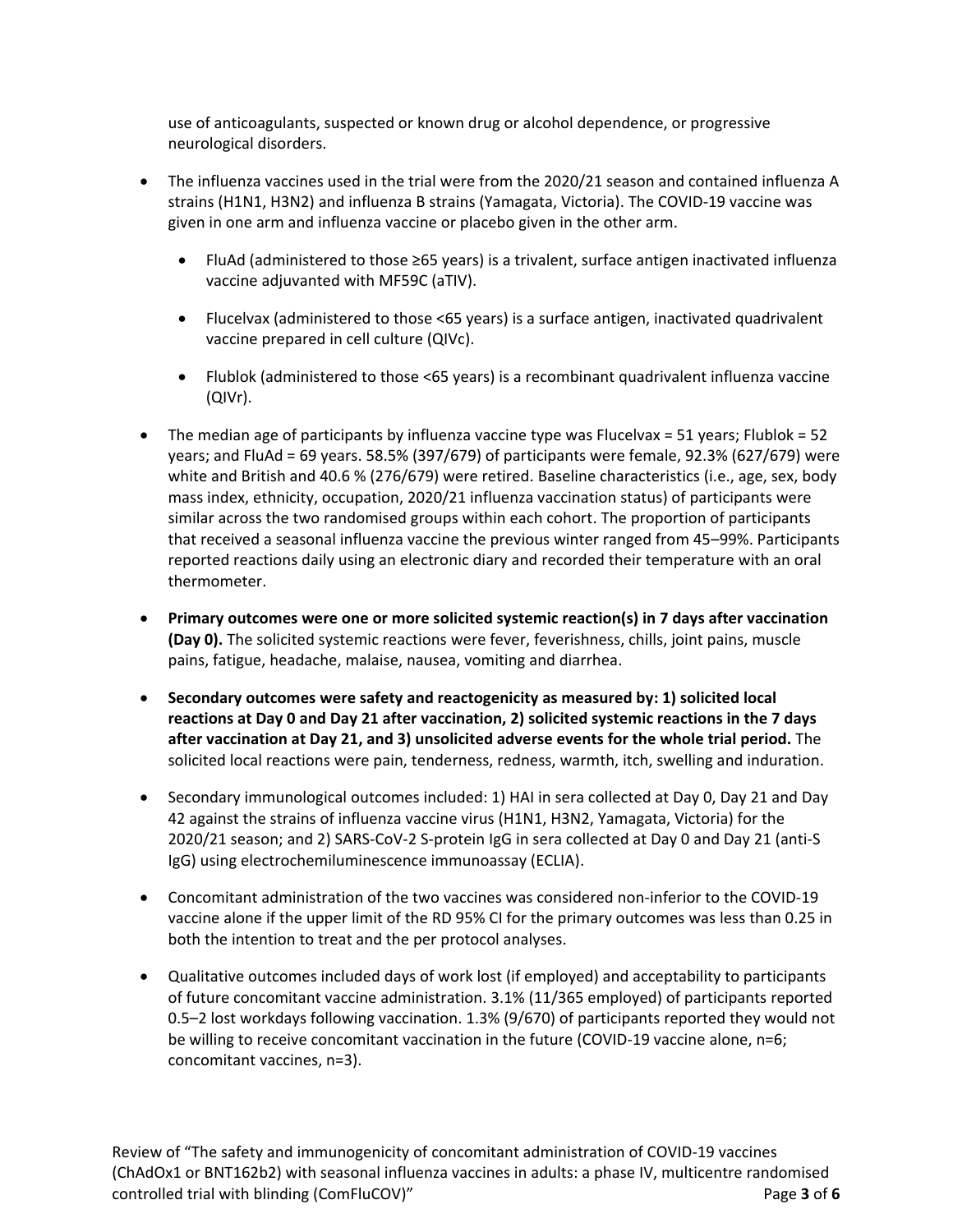use of anticoagulants, suspected or known drug or alcohol dependence, or progressive neurological disorders.

- The influenza vaccines used in the trial were from the 2020/21 season and contained influenza A strains (H1N1, H3N2) and influenza B strains (Yamagata, Victoria). The COVID-19 vaccine was given in one arm and influenza vaccine or placebo given in the other arm.
  - FluAd (administered to those ≥65 years) is a trivalent, surface antigen inactivated influenza vaccine adjuvanted with MF59C (aTIV).
  - Flucelvax (administered to those <65 years) is a surface antigen, inactivated quadrivalent vaccine prepared in cell culture (QIVc).
  - Flublok (administered to those <65 years) is a recombinant quadrivalent influenza vaccine (QIVr).
- The median age of participants by influenza vaccine type was Flucelvax = 51 years; Flublok = 52 years; and FluAd = 69 years. 58.5% (397/679) of participants were female, 92.3% (627/679) were white and British and 40.6 % (276/679) were retired. Baseline characteristics (i.e., age, sex, body mass index, ethnicity, occupation, 2020/21 influenza vaccination status) of participants were similar across the two randomised groups within each cohort. The proportion of participants that received a seasonal influenza vaccine the previous winter ranged from 45–99%. Participants reported reactions daily using an electronic diary and recorded their temperature with an oral thermometer.
- **Primary outcomes were one or more solicited systemic reaction(s) in 7 days after vaccination (Day 0).** The solicited systemic reactions were fever, feverishness, chills, joint pains, muscle pains, fatigue, headache, malaise, nausea, vomiting and diarrhea.
- **Secondary outcomes were safety and reactogenicity as measured by: 1) solicited local reactions at Day 0 and Day 21 after vaccination, 2) solicited systemic reactions in the 7 days after vaccination at Day 21, and 3) unsolicited adverse events for the whole trial period.** The solicited local reactions were pain, tenderness, redness, warmth, itch, swelling and induration.
- Secondary immunological outcomes included: 1) HAI in sera collected at Day 0, Day 21 and Day 42 against the strains of influenza vaccine virus (H1N1, H3N2, Yamagata, Victoria) for the 2020/21 season; and 2) SARS-CoV-2 S-protein IgG in sera collected at Day 0 and Day 21 (anti-S IgG) using electrochemiluminescence immunoassay (ECLIA).
- Concomitant administration of the two vaccines was considered non-inferior to the COVID-19 vaccine alone if the upper limit of the RD 95% CI for the primary outcomes was less than 0.25 in both the intention to treat and the per protocol analyses.
- Qualitative outcomes included days of work lost (if employed) and acceptability to participants of future concomitant vaccine administration. 3.1% (11/365 employed) of participants reported 0.5–2 lost workdays following vaccination. 1.3% (9/670) of participants reported they would not be willing to receive concomitant vaccination in the future (COVID-19 vaccine alone, n=6; concomitant vaccines, n=3).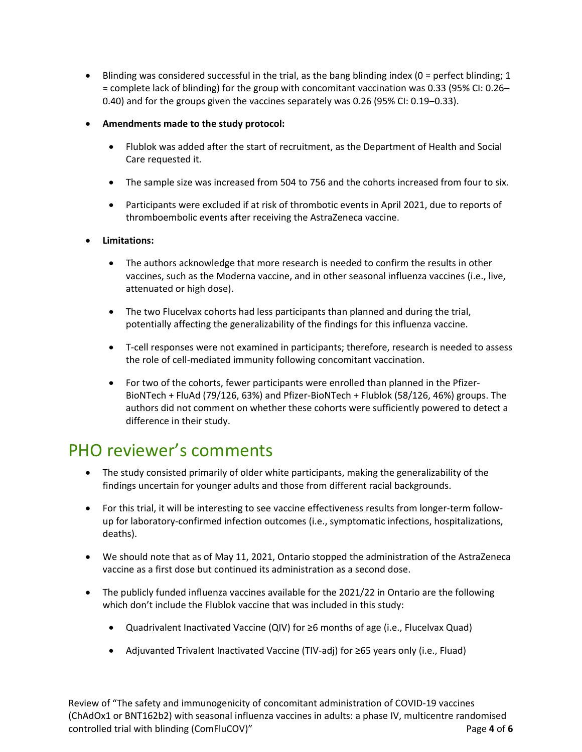- Blinding was considered successful in the trial, as the bang blinding index (0 = perfect blinding; 1 = complete lack of blinding) for the group with concomitant vaccination was 0.33 (95% CI: 0.26–0.40) and for the groups given the vaccines separately was 0.26 (95% CI: 0.19–0.33).
- **Amendments made to the study protocol:**
  - Flublok was added after the start of recruitment, as the Department of Health and Social Care requested it.
  - The sample size was increased from 504 to 756 and the cohorts increased from four to six.
  - Participants were excluded if at risk of thrombotic events in April 2021, due to reports of thromboembolic events after receiving the AstraZeneca vaccine.
- **Limitations:**
  - The authors acknowledge that more research is needed to confirm the results in other vaccines, such as the Moderna vaccine, and in other seasonal influenza vaccines (i.e., live, attenuated or high dose).
  - The two Flucelvax cohorts had less participants than planned and during the trial, potentially affecting the generalizability of the findings for this influenza vaccine.
  - T-cell responses were not examined in participants; therefore, research is needed to assess the role of cell-mediated immunity following concomitant vaccination.
  - For two of the cohorts, fewer participants were enrolled than planned in the Pfizer-BioNTech + FluAd (79/126, 63%) and Pfizer-BioNTech + Flublok (58/126, 46%) groups. The authors did not comment on whether these cohorts were sufficiently powered to detect a difference in their study.

# PHO reviewer's comments

- The study consisted primarily of older white participants, making the generalizability of the findings uncertain for younger adults and those from different racial backgrounds.
- For this trial, it will be interesting to see vaccine effectiveness results from longer-term follow-up for laboratory-confirmed infection outcomes (i.e., symptomatic infections, hospitalizations, deaths).
- We should note that as of May 11, 2021, Ontario stopped the administration of the AstraZeneca vaccine as a first dose but continued its administration as a second dose.
- The publicly funded influenza vaccines available for the 2021/22 in Ontario are the following which don't include the Flublok vaccine that was included in this study:
  - Quadrivalent Inactivated Vaccine (QIV) for ≥6 months of age (i.e., Flucelvax Quad)
  - Adjuvanted Trivalent Inactivated Vaccine (TIV-adj) for ≥65 years only (i.e., Fluad)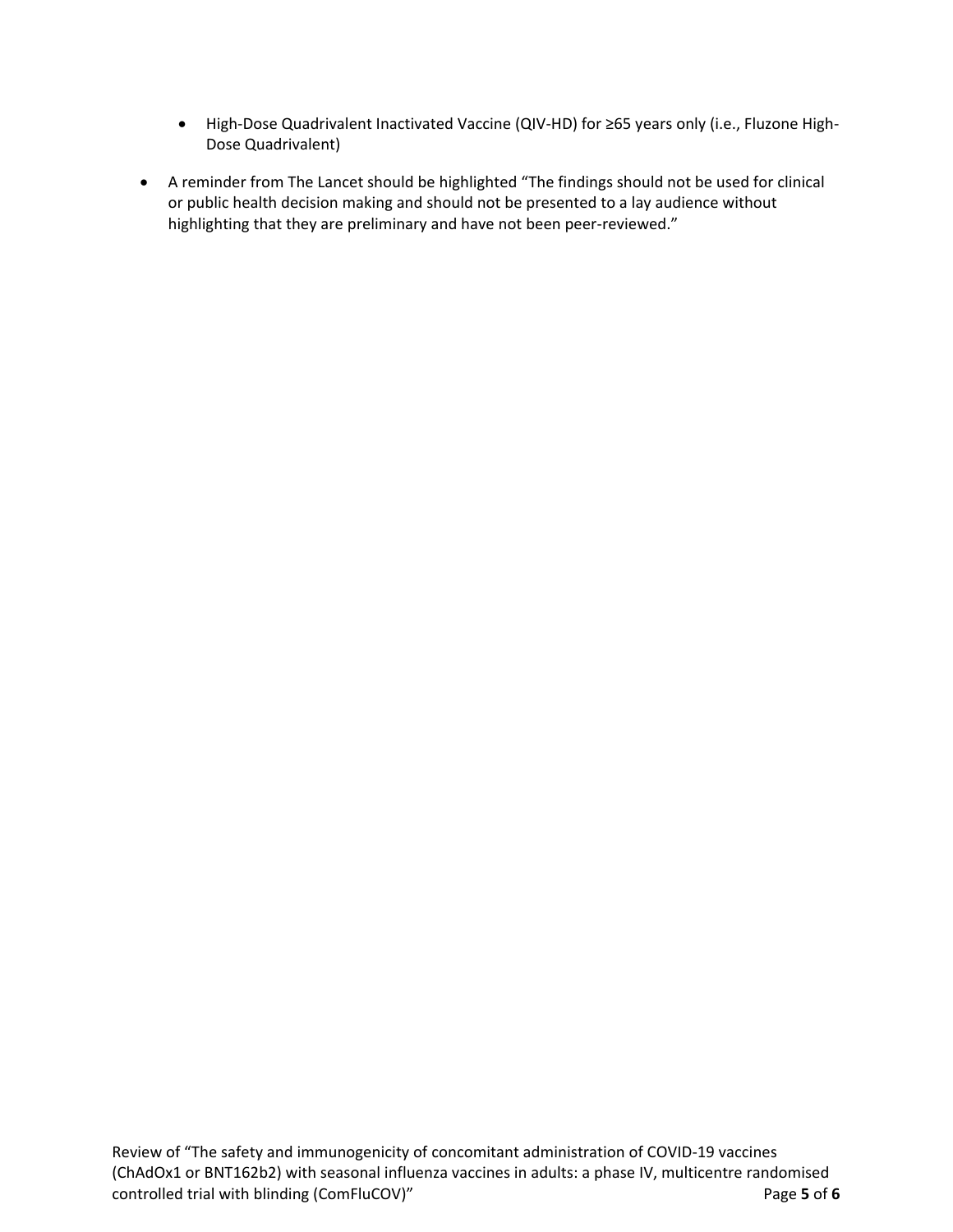- High-Dose Quadrivalent Inactivated Vaccine (QIV-HD) for ≥65 years only (i.e., Fluzone High-Dose Quadrivalent)

- A reminder from The Lancet should be highlighted "The findings should not be used for clinical or public health decision making and should not be presented to a lay audience without highlighting that they are preliminary and have not been peer-reviewed."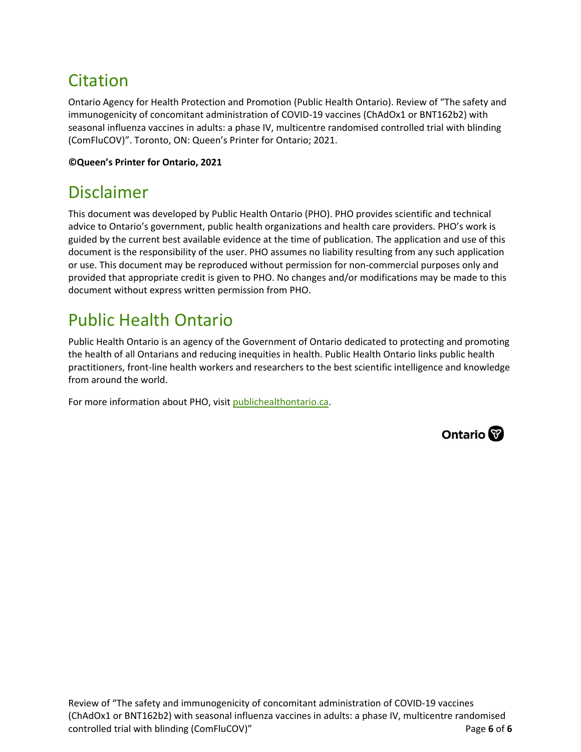# Citation

Ontario Agency for Health Protection and Promotion (Public Health Ontario). Review of "The safety and immunogenicity of concomitant administration of COVID-19 vaccines (ChAdOx1 or BNT162b2) with seasonal influenza vaccines in adults: a phase IV, multicentre randomised controlled trial with blinding (ComFluCOV)". Toronto, ON: Queen's Printer for Ontario; 2021.

**©Queen's Printer for Ontario, 2021**

# Disclaimer

This document was developed by Public Health Ontario (PHO). PHO provides scientific and technical advice to Ontario's government, public health organizations and health care providers. PHO's work is guided by the current best available evidence at the time of publication. The application and use of this document is the responsibility of the user. PHO assumes no liability resulting from any such application or use. This document may be reproduced without permission for non-commercial purposes only and provided that appropriate credit is given to PHO. No changes and/or modifications may be made to this document without express written permission from PHO.

# Public Health Ontario

Public Health Ontario is an agency of the Government of Ontario dedicated to protecting and promoting the health of all Ontarians and reducing inequities in health. Public Health Ontario links public health practitioners, front-line health workers and researchers to the best scientific intelligence and knowledge from around the world.

For more information about PHO, visit publichealthontario.ca.

Ontario